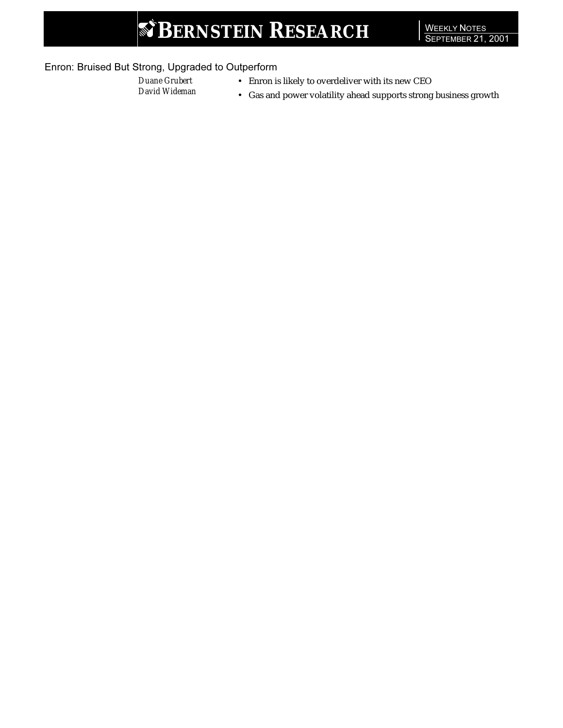# BERNSTEIN RESEARCH

WEEKLY NOTES
SEPTEMBER 21, 2001

## Enron: Bruised But Strong, Upgraded to Outperform

*Duane Grubert*
*David Wideman*

- Enron is likely to overdeliver with its new CEO
- Gas and power volatility ahead supports strong business growth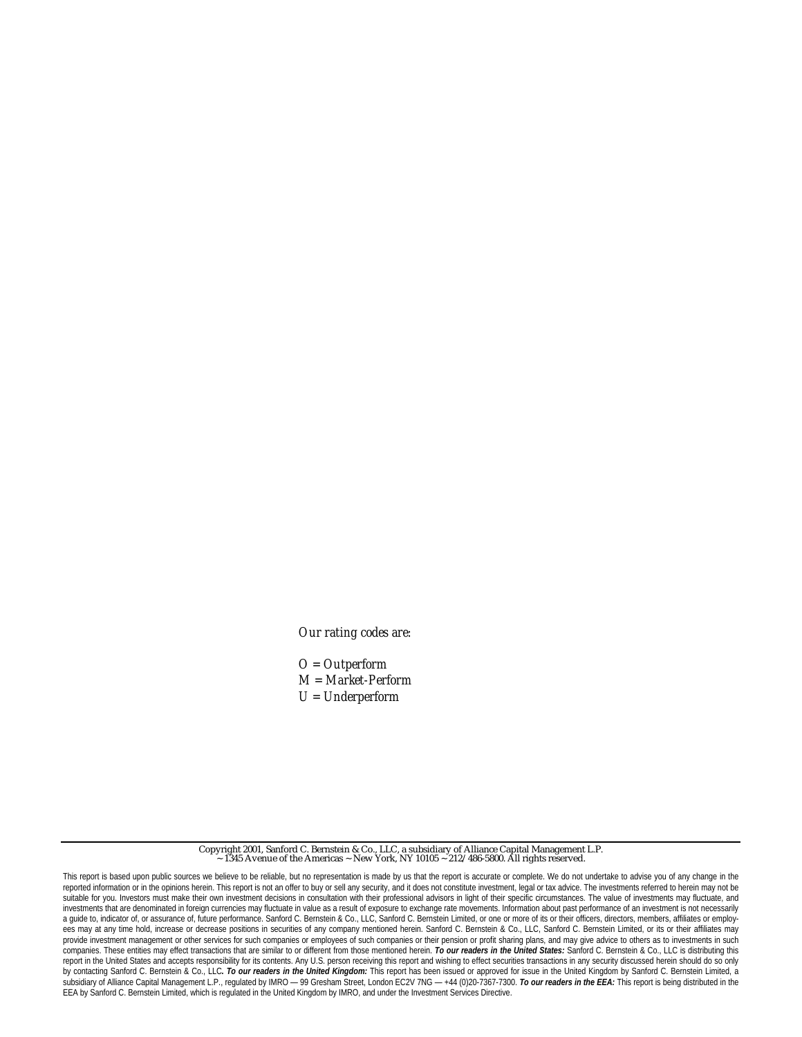*Our rating codes are:*

*O = Outperform*
*M = Market-Perform*
*U = Underperform*

---

Copyright 2001, Sanford C. Bernstein & Co., LLC, a subsidiary of Alliance Capital Management L.P.
~ 1345 Avenue of the Americas ~ New York, NY 10105 ~ 212/486-5800. All rights reserved.

This report is based upon public sources we believe to be reliable, but no representation is made by us that the report is accurate or complete. We do not undertake to advise you of any change in the reported information or in the opinions herein. This report is not an offer to buy or sell any security, and it does not constitute investment, legal or tax advice. The investments referred to herein may not be suitable for you. Investors must make their own investment decisions in consultation with their professional advisors in light of their specific circumstances. The value of investments may fluctuate, and investments that are denominated in foreign currencies may fluctuate in value as a result of exposure to exchange rate movements. Information about past performance of an investment is not necessarily a guide to, indicator of, or assurance of, future performance. Sanford C. Bernstein & Co., LLC, Sanford C. Bernstein Limited, or one or more of its or their officers, directors, members, affiliates or employees may at any time hold, increase or decrease positions in securities of any company mentioned herein. Sanford C. Bernstein & Co., LLC, Sanford C. Bernstein Limited, or its or their affiliates may provide investment management or other services for such companies or employees of such companies or their pension or profit sharing plans, and may give advice to others as to investments in such companies. These entities may effect transactions that are similar to or different from those mentioned herein. ***To our readers in the United States:*** Sanford C. Bernstein & Co., LLC is distributing this report in the United States and accepts responsibility for its contents. Any U.S. person receiving this report and wishing to effect securities transactions in any security discussed herein should do so only by contacting Sanford C. Bernstein & Co., LLC***. To our readers in the United Kingdom:*** This report has been issued or approved for issue in the United Kingdom by Sanford C. Bernstein Limited, a subsidiary of Alliance Capital Management L.P., regulated by IMRO — 99 Gresham Street, London EC2V 7NG — +44 (0)20-7367-7300. ***To our readers in the EEA:*** This report is being distributed in the EEA by Sanford C. Bernstein Limited, which is regulated in the United Kingdom by IMRO, and under the Investment Services Directive.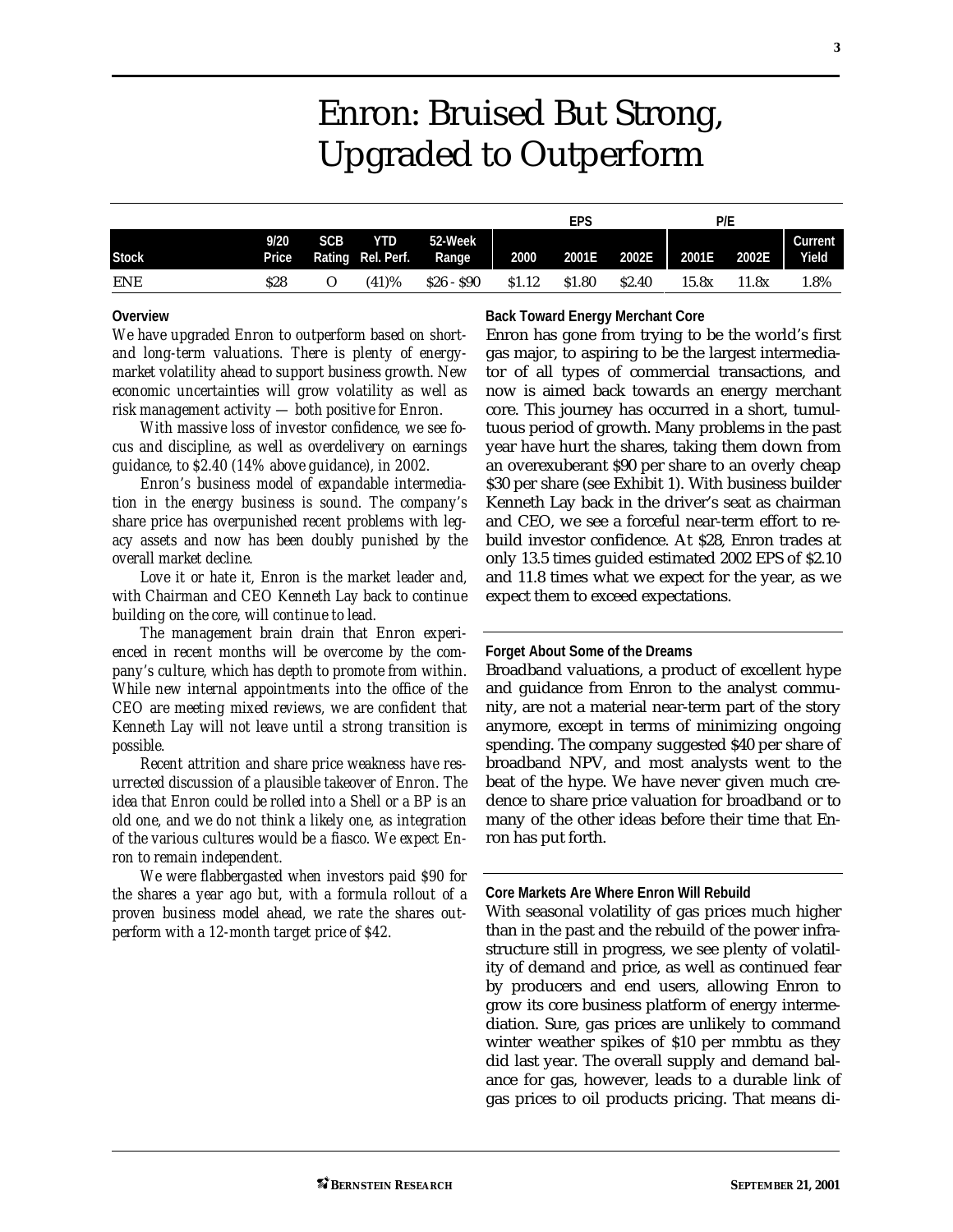# Enron: Bruised But Strong, Upgraded to Outperform

| Stock | 9/20 Price | SCB Rating | YTD Rel. Perf. | 52-Week Range | EPS 2000 | EPS 2001E | EPS 2002E | P/E 2001E | P/E 2002E | Current Yield |
|---|---|---|---|---|---|---|---|---|---|---|
| ENE | $28 | O | (41)% | $26 - $90 | $1.12 | $1.80 | $2.40 | 15.8x | 11.8x | 1.8% |

**Overview**

*We have upgraded Enron to outperform based on short- and long-term valuations. There is plenty of energy-market volatility ahead to support business growth. New economic uncertainties will grow volatility as well as risk management activity — both positive for Enron.*

*With massive loss of investor confidence, we see focus and discipline, as well as overdelivery on earnings guidance, to $2.40 (14% above guidance), in 2002.*

*Enron's business model of expandable intermediation in the energy business is sound. The company's share price has overpunished recent problems with legacy assets and now has been doubly punished by the overall market decline.*

*Love it or hate it, Enron is the market leader and, with Chairman and CEO Kenneth Lay back to continue building on the core, will continue to lead.*

*The management brain drain that Enron experienced in recent months will be overcome by the company's culture, which has depth to promote from within. While new internal appointments into the office of the CEO are meeting mixed reviews, we are confident that Kenneth Lay will not leave until a strong transition is possible.*

*Recent attrition and share price weakness have resurrected discussion of a plausible takeover of Enron. The idea that Enron could be rolled into a Shell or a BP is an old one, and we do not think a likely one, as integration of the various cultures would be a fiasco. We expect Enron to remain independent.*

*We were flabbergasted when investors paid $90 for the shares a year ago but, with a formula rollout of a proven business model ahead, we rate the shares outperform with a 12-month target price of $42.*

**Back Toward Energy Merchant Core**

Enron has gone from trying to be the world's first gas major, to aspiring to be the largest intermediator of all types of commercial transactions, and now is aimed back towards an energy merchant core. This journey has occurred in a short, tumultuous period of growth. Many problems in the past year have hurt the shares, taking them down from an overexuberant $90 per share to an overly cheap $30 per share (see Exhibit 1). With business builder Kenneth Lay back in the driver's seat as chairman and CEO, we see a forceful near-term effort to rebuild investor confidence. At $28, Enron trades at only 13.5 times guided estimated 2002 EPS of $2.10 and 11.8 times what we expect for the year, as we expect them to exceed expectations.

**Forget About Some of the Dreams**

Broadband valuations, a product of excellent hype and guidance from Enron to the analyst community, are not a material near-term part of the story anymore, except in terms of minimizing ongoing spending. The company suggested $40 per share of broadband NPV, and most analysts went to the beat of the hype. We have never given much credence to share price valuation for broadband or to many of the other ideas before their time that Enron has put forth.

**Core Markets Are Where Enron Will Rebuild**

With seasonal volatility of gas prices much higher than in the past and the rebuild of the power infrastructure still in progress, we see plenty of volatility of demand and price, as well as continued fear by producers and end users, allowing Enron to grow its core business platform of energy intermediation. Sure, gas prices are unlikely to command winter weather spikes of $10 per mmbtu as they did last year. The overall supply and demand balance for gas, however, leads to a durable link of gas prices to oil products pricing. That means di-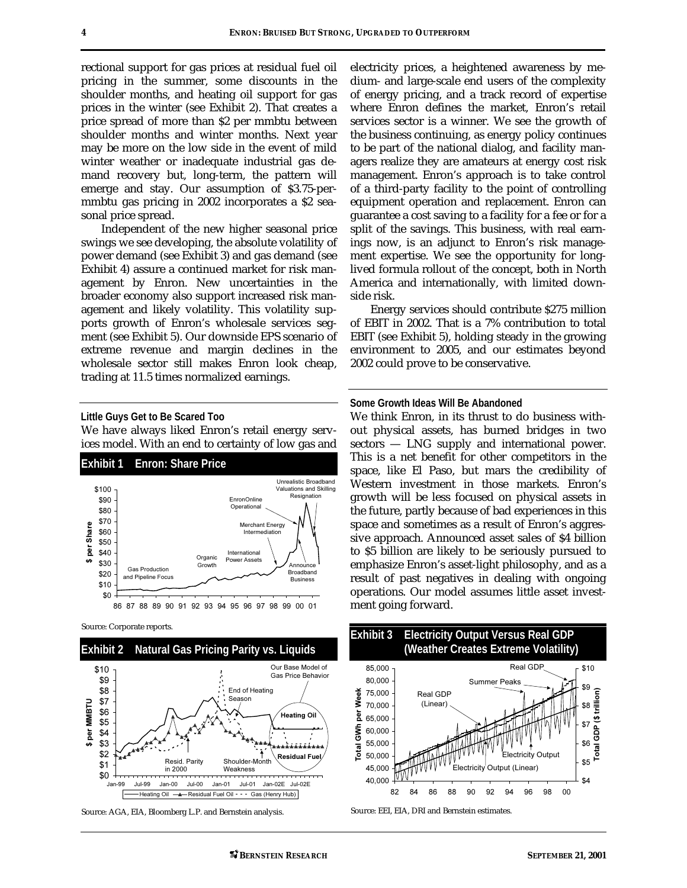rectional support for gas prices at residual fuel oil pricing in the summer, some discounts in the shoulder months, and heating oil support for gas prices in the winter (see Exhibit 2). That creates a price spread of more than $2 per mmbtu between shoulder months and winter months. Next year may be more on the low side in the event of mild winter weather or inadequate industrial gas demand recovery but, long-term, the pattern will emerge and stay. Our assumption of $3.75-per-mmbtu gas pricing in 2002 incorporates a $2 seasonal price spread.

Independent of the new higher seasonal price swings we see developing, the absolute volatility of power demand (see Exhibit 3) and gas demand (see Exhibit 4) assure a continued market for risk management by Enron. New uncertainties in the broader economy also support increased risk management and likely volatility. This volatility supports growth of Enron's wholesale services segment (see Exhibit 5). Our downside EPS scenario of extreme revenue and margin declines in the wholesale sector still makes Enron look cheap, trading at 11.5 times normalized earnings.

### Little Guys Get to Be Scared Too

We have always liked Enron's retail energy services model. With an end to certainty of low gas and electricity prices, a heightened awareness by medium- and large-scale end users of the complexity of energy pricing, and a track record of expertise where Enron defines the market, Enron's retail services sector is a winner. We see the growth of the business continuing, as energy policy continues to be part of the national dialog, and facility managers realize they are amateurs at energy cost risk management. Enron's approach is to take control of a third-party facility to the point of controlling equipment operation and replacement. Enron can guarantee a cost saving to a facility for a fee or for a split of the savings. This business, with real earnings now, is an adjunct to Enron's risk management expertise. We see the opportunity for long-lived formula rollout of the concept, both in North America and internationally, with limited downside risk.

Energy services should contribute $275 million of EBIT in 2002. That is a 7% contribution to total EBIT (see Exhibit 5), holding steady in the growing environment to 2005, and our estimates beyond 2002 could prove to be conservative.

### Some Growth Ideas Will Be Abandoned

We think Enron, in its thrust to do business without physical assets, has burned bridges in two sectors — LNG supply and international power. This is a net benefit for other competitors in the space, like El Paso, but mars the credibility of Western investment in those markets. Enron's growth will be less focused on physical assets in the future, partly because of bad experiences in this space and sometimes as a result of Enron's aggressive approach. Announced asset sales of $4 billion to $5 billion are likely to be seriously pursued to emphasize Enron's asset-light philosophy, and as a result of past negatives in dealing with ongoing operations. Our model assumes little asset investment going forward.

**Exhibit 1 Enron: Share Price**

Source: Corporate reports.

**Exhibit 2 Natural Gas Pricing Parity vs. Liquids**

Source: AGA, EIA, Bloomberg L.P. and Bernstein analysis.

**Exhibit 3 Electricity Output Versus Real GDP (Weather Creates Extreme Volatility)**

Source: EEI, EIA, DRI and Bernstein estimates.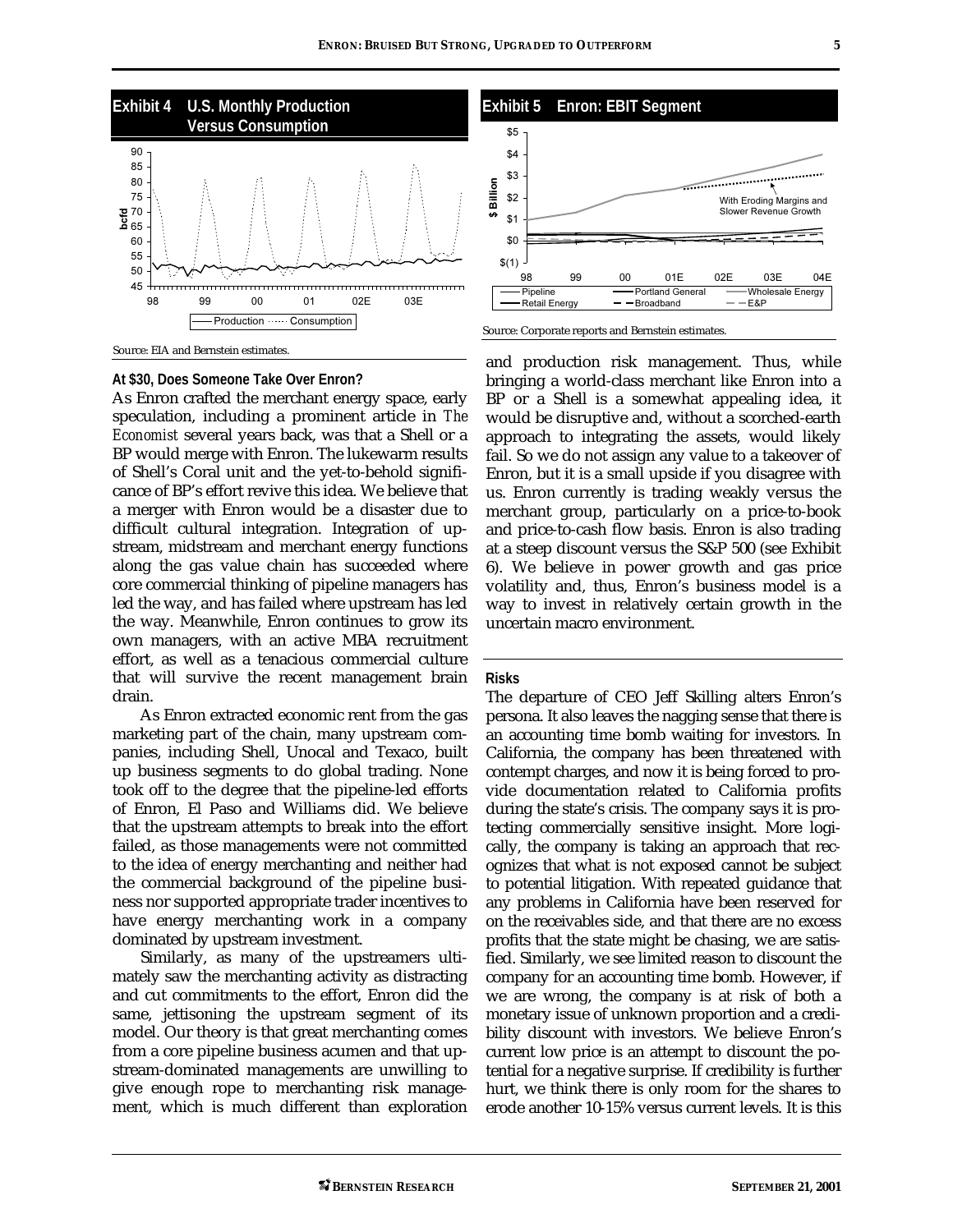**Exhibit 4 U.S. Monthly Production Versus Consumption**

Source: EIA and Bernstein estimates.

**Exhibit 5 Enron: EBIT Segment**

Source: Corporate reports and Bernstein estimates.

**At $30, Does Someone Take Over Enron?**

As Enron crafted the merchant energy space, early speculation, including a prominent article in *The Economist* several years back, was that a Shell or a BP would merge with Enron. The lukewarm results of Shell's Coral unit and the yet-to-behold significance of BP's effort revive this idea. We believe that a merger with Enron would be a disaster due to difficult cultural integration. Integration of upstream, midstream and merchant energy functions along the gas value chain has succeeded where core commercial thinking of pipeline managers has led the way, and has failed where upstream has led the way. Meanwhile, Enron continues to grow its own managers, with an active MBA recruitment effort, as well as a tenacious commercial culture that will survive the recent management brain drain.

As Enron extracted economic rent from the gas marketing part of the chain, many upstream companies, including Shell, Unocal and Texaco, built up business segments to do global trading. None took off to the degree that the pipeline-led efforts of Enron, El Paso and Williams did. We believe that the upstream attempts to break into the effort failed, as those managements were not committed to the idea of energy merchanting and neither had the commercial background of the pipeline business nor supported appropriate trader incentives to have energy merchanting work in a company dominated by upstream investment.

Similarly, as many of the upstreamers ultimately saw the merchanting activity as distracting and cut commitments to the effort, Enron did the same, jettisoning the upstream segment of its model. Our theory is that great merchanting comes from a core pipeline business acumen and that upstream-dominated managements are unwilling to give enough rope to merchanting risk management, which is much different than exploration and production risk management. Thus, while bringing a world-class merchant like Enron into a BP or a Shell is a somewhat appealing idea, it would be disruptive and, without a scorched-earth approach to integrating the assets, would likely fail. So we do not assign any value to a takeover of Enron, but it is a small upside if you disagree with us. Enron currently is trading weakly versus the merchant group, particularly on a price-to-book and price-to-cash flow basis. Enron is also trading at a steep discount versus the S&P 500 (see Exhibit 6). We believe in power growth and gas price volatility and, thus, Enron's business model is a way to invest in relatively certain growth in the uncertain macro environment.

**Risks**

The departure of CEO Jeff Skilling alters Enron's persona. It also leaves the nagging sense that there is an accounting time bomb waiting for investors. In California, the company has been threatened with contempt charges, and now it is being forced to provide documentation related to California profits during the state's crisis. The company says it is protecting commercially sensitive insight. More logically, the company is taking an approach that recognizes that what is not exposed cannot be subject to potential litigation. With repeated guidance that any problems in California have been reserved for on the receivables side, and that there are no excess profits that the state might be chasing, we are satisfied. Similarly, we see limited reason to discount the company for an accounting time bomb. However, if we are wrong, the company is at risk of both a monetary issue of unknown proportion and a credibility discount with investors. We believe Enron's current low price is an attempt to discount the potential for a negative surprise. If credibility is further hurt, we think there is only room for the shares to erode another 10-15% versus current levels. It is this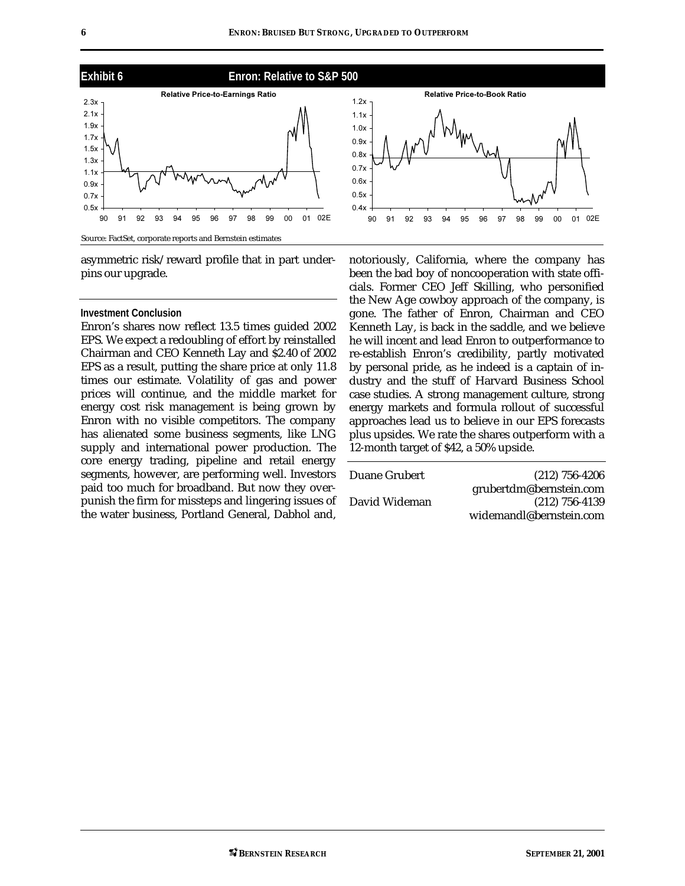**Exhibit 6** **Enron: Relative to S&P 500**

Relative Price-to-Earnings Ratio

2.3x
2.1x
1.9x
1.7x
1.5x
1.3x
1.1x
0.9x
0.7x
0.5x

90 91 92 93 94 95 96 97 98 99 00 01 02E

Relative Price-to-Book Ratio

1.2x
1.1x
1.0x
0.9x
0.8x
0.7x
0.6x
0.5x
0.4x

90 91 92 93 94 95 96 97 98 99 00 01 02E

Source: FactSet, corporate reports and Bernstein estimates

asymmetric risk/reward profile that in part underpins our upgrade.

### Investment Conclusion

Enron's shares now reflect 13.5 times guided 2002 EPS. We expect a redoubling of effort by reinstalled Chairman and CEO Kenneth Lay and $2.40 of 2002 EPS as a result, putting the share price at only 11.8 times our estimate. Volatility of gas and power prices will continue, and the middle market for energy cost risk management is being grown by Enron with no visible competitors. The company has alienated some business segments, like LNG supply and international power production. The core energy trading, pipeline and retail energy segments, however, are performing well. Investors paid too much for broadband. But now they overpunish the firm for missteps and lingering issues of the water business, Portland General, Dabhol and, notoriously, California, where the company has been the bad boy of noncooperation with state officials. Former CEO Jeff Skilling, who personified the New Age cowboy approach of the company, is gone. The father of Enron, Chairman and CEO Kenneth Lay, is back in the saddle, and we believe he will incent and lead Enron to outperformance to re-establish Enron's credibility, partly motivated by personal pride, as he indeed is a captain of industry and the stuff of Harvard Business School case studies. A strong management culture, strong energy markets and formula rollout of successful approaches lead us to believe in our EPS forecasts plus upsides. We rate the shares outperform with a 12-month target of $42, a 50% upside.

Duane Grubert (212) 756-4206
grubertdm@bernstein.com

David Wideman (212) 756-4139
widemandl@bernstein.com